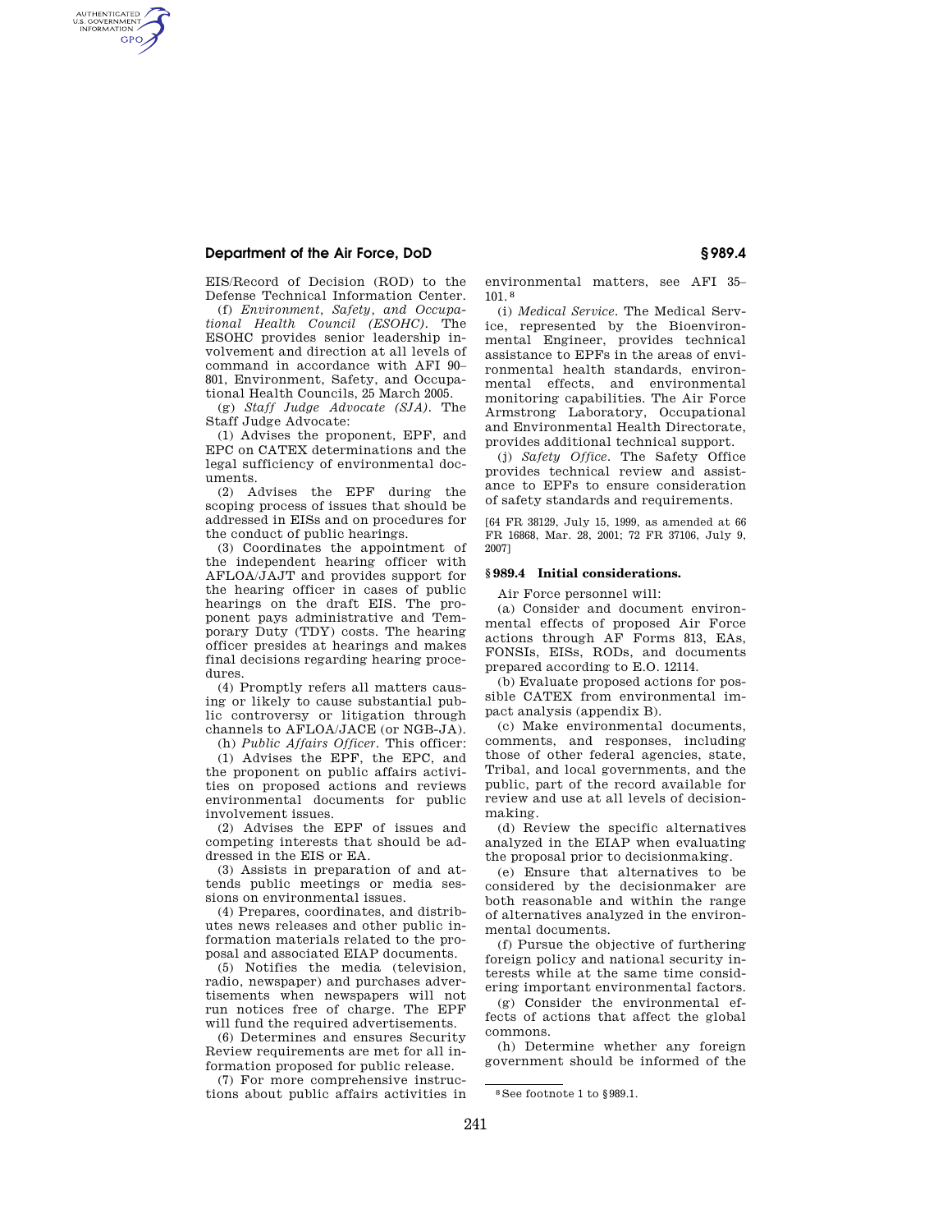EIS/Record of Decision (ROD) to the Defense Technical Information Center.

(f) *Environment, Safety, and Occupational Health Council (ESOHC)*. The ESOHC provides senior leadership involvement and direction at all levels of command in accordance with AFI 90–801, Environment, Safety, and Occupational Health Councils, 25 March 2005.

(g) *Staff Judge Advocate (SJA)*. The Staff Judge Advocate:

(1) Advises the proponent, EPF, and EPC on CATEX determinations and the legal sufficiency of environmental documents.

(2) Advises the EPF during the scoping process of issues that should be addressed in EISs and on procedures for the conduct of public hearings.

(3) Coordinates the appointment of the independent hearing officer with AFLOA/JAJT and provides support for the hearing officer in cases of public hearings on the draft EIS. The proponent pays administrative and Temporary Duty (TDY) costs. The hearing officer presides at hearings and makes final decisions regarding hearing procedures.

(4) Promptly refers all matters causing or likely to cause substantial public controversy or litigation through channels to AFLOA/JACE (or NGB-JA).

(h) *Public Affairs Officer*. This officer:

(1) Advises the EPF, the EPC, and the proponent on public affairs activities on proposed actions and reviews environmental documents for public involvement issues.

(2) Advises the EPF of issues and competing interests that should be addressed in the EIS or EA.

(3) Assists in preparation of and attends public meetings or media sessions on environmental issues.

(4) Prepares, coordinates, and distributes news releases and other public information materials related to the proposal and associated EIAP documents.

(5) Notifies the media (television, radio, newspaper) and purchases advertisements when newspapers will not run notices free of charge. The EPF will fund the required advertisements.

(6) Determines and ensures Security Review requirements are met for all information proposed for public release.

(7) For more comprehensive instructions about public affairs activities in environmental matters, see AFI 35–101.[8]

(i) *Medical Service*. The Medical Service, represented by the Bioenvironmental Engineer, provides technical assistance to EPFs in the areas of environmental health standards, environmental effects, and environmental monitoring capabilities. The Air Force Armstrong Laboratory, Occupational and Environmental Health Directorate, provides additional technical support.

(j) *Safety Office*. The Safety Office provides technical review and assistance to EPFs to ensure consideration of safety standards and requirements.

[64 FR 38129, July 15, 1999, as amended at 66 FR 16868, Mar. 28, 2001; 72 FR 37106, July 9, 2007]

## § 989.4 Initial considerations.

Air Force personnel will:

(a) Consider and document environmental effects of proposed Air Force actions through AF Forms 813, EAs, FONSIs, EISs, RODs, and documents prepared according to E.O. 12114.

(b) Evaluate proposed actions for possible CATEX from environmental impact analysis (appendix B).

(c) Make environmental documents, comments, and responses, including those of other federal agencies, state, Tribal, and local governments, and the public, part of the record available for review and use at all levels of decisionmaking.

(d) Review the specific alternatives analyzed in the EIAP when evaluating the proposal prior to decisionmaking.

(e) Ensure that alternatives to be considered by the decisionmaker are both reasonable and within the range of alternatives analyzed in the environmental documents.

(f) Pursue the objective of furthering foreign policy and national security interests while at the same time considering important environmental factors.

(g) Consider the environmental effects of actions that affect the global commons.

(h) Determine whether any foreign government should be informed of the

---

[8] See footnote 1 to §989.1.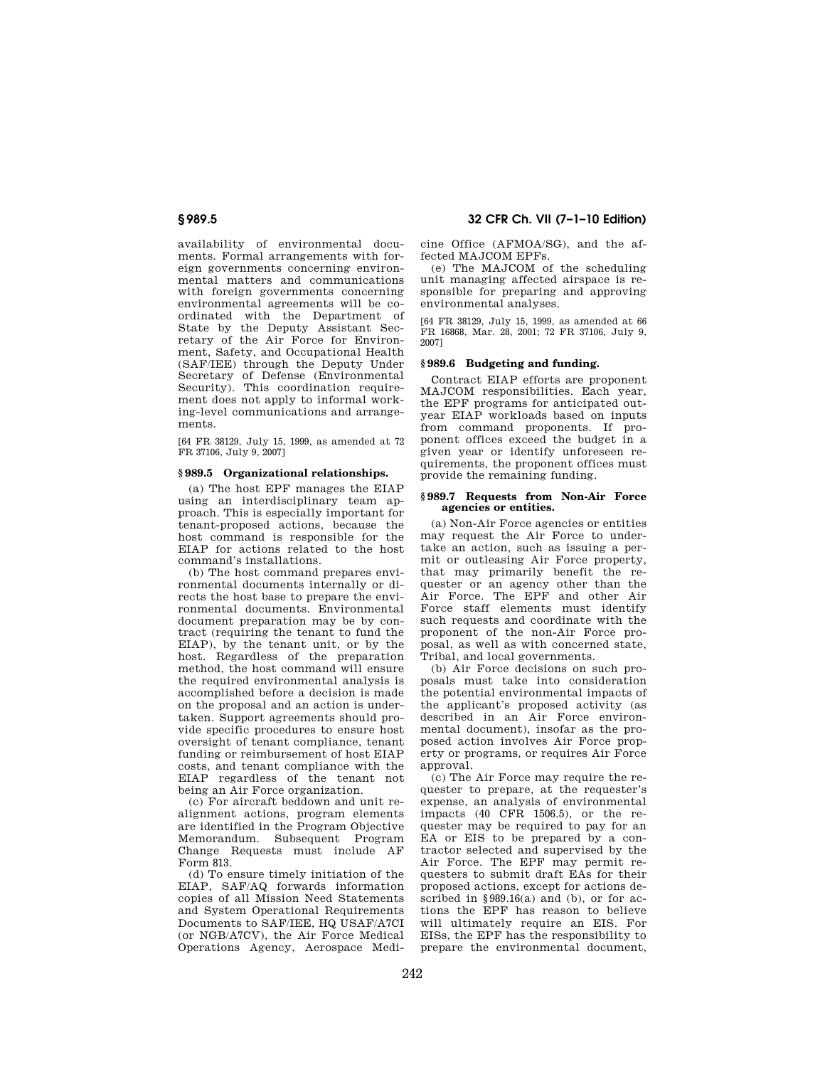availability of environmental documents. Formal arrangements with foreign governments concerning environmental matters and communications with foreign governments concerning environmental agreements will be coordinated with the Department of State by the Deputy Assistant Secretary of the Air Force for Environment, Safety, and Occupational Health (SAF/IEE) through the Deputy Under Secretary of Defense (Environmental Security). This coordination requirement does not apply to informal working-level communications and arrangements.

[64 FR 38129, July 15, 1999, as amended at 72 FR 37106, July 9, 2007]

## § 989.5 Organizational relationships.

(a) The host EPF manages the EIAP using an interdisciplinary team approach. This is especially important for tenant-proposed actions, because the host command is responsible for the EIAP for actions related to the host command's installations.

(b) The host command prepares environmental documents internally or directs the host base to prepare the environmental documents. Environmental document preparation may be by contract (requiring the tenant to fund the EIAP), by the tenant unit, or by the host. Regardless of the preparation method, the host command will ensure the required environmental analysis is accomplished before a decision is made on the proposal and an action is undertaken. Support agreements should provide specific procedures to ensure host oversight of tenant compliance, tenant funding or reimbursement of host EIAP costs, and tenant compliance with the EIAP regardless of the tenant not being an Air Force organization.

(c) For aircraft beddown and unit realignment actions, program elements are identified in the Program Objective Memorandum. Subsequent Program Change Requests must include AF Form 813.

(d) To ensure timely initiation of the EIAP, SAF/AQ forwards information copies of all Mission Need Statements and System Operational Requirements Documents to SAF/IEE, HQ USAF/A7CI (or NGB/A7CV), the Air Force Medical Operations Agency, Aerospace Medicine Office (AFMOA/SG), and the affected MAJCOM EPFs.

(e) The MAJCOM of the scheduling unit managing affected airspace is responsible for preparing and approving environmental analyses.

[64 FR 38129, July 15, 1999, as amended at 66 FR 16868, Mar. 28, 2001; 72 FR 37106, July 9, 2007]

## § 989.6 Budgeting and funding.

Contract EIAP efforts are proponent MAJCOM responsibilities. Each year, the EPF programs for anticipated outyear EIAP workloads based on inputs from command proponents. If proponent offices exceed the budget in a given year or identify unforeseen requirements, the proponent offices must provide the remaining funding.

## § 989.7 Requests from Non-Air Force agencies or entities.

(a) Non-Air Force agencies or entities may request the Air Force to undertake an action, such as issuing a permit or outleasing Air Force property, that may primarily benefit the requester or an agency other than the Air Force. The EPF and other Air Force staff elements must identify such requests and coordinate with the proponent of the non-Air Force proposal, as well as with concerned state, Tribal, and local governments.

(b) Air Force decisions on such proposals must take into consideration the potential environmental impacts of the applicant's proposed activity (as described in an Air Force environmental document), insofar as the proposed action involves Air Force property or programs, or requires Air Force approval.

(c) The Air Force may require the requester to prepare, at the requester's expense, an analysis of environmental impacts (40 CFR 1506.5), or the requester may be required to pay for an EA or EIS to be prepared by a contractor selected and supervised by the Air Force. The EPF may permit requesters to submit draft EAs for their proposed actions, except for actions described in §989.16(a) and (b), or for actions the EPF has reason to believe will ultimately require an EIS. For EISs, the EPF has the responsibility to prepare the environmental document,